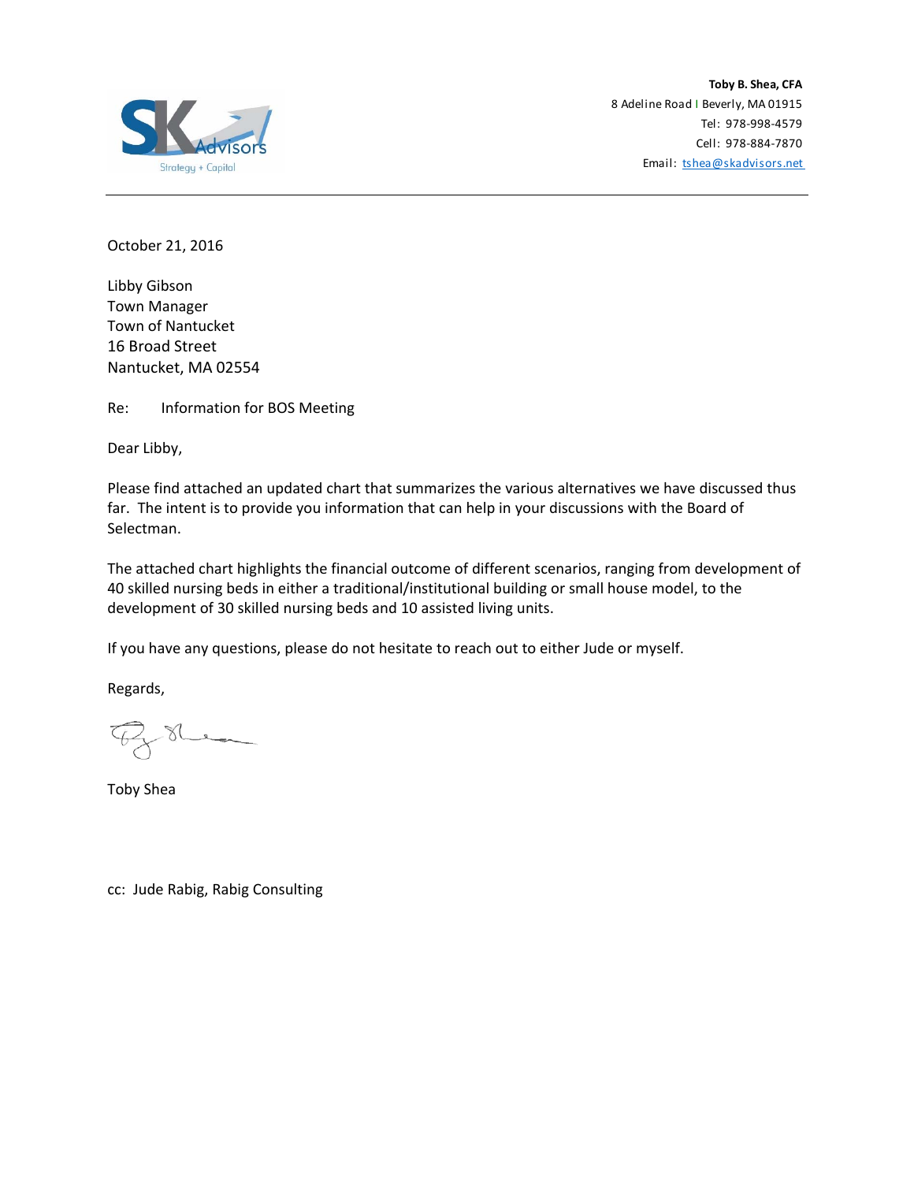**Toby B. Shea, CFA**
8 Adeline Road | Beverly, MA 01915
Tel: 978-998-4579
Cell: 978-884-7870
Email: tshea@skadvisors.net

---

October 21, 2016

Libby Gibson
Town Manager
Town of Nantucket
16 Broad Street
Nantucket, MA 02554

Re: Information for BOS Meeting

Dear Libby,

Please find attached an updated chart that summarizes the various alternatives we have discussed thus far. The intent is to provide you information that can help in your discussions with the Board of Selectman.

The attached chart highlights the financial outcome of different scenarios, ranging from development of 40 skilled nursing beds in either a traditional/institutional building or small house model, to the development of 30 skilled nursing beds and 10 assisted living units.

If you have any questions, please do not hesitate to reach out to either Jude or myself.

Regards,

Toby Shea

cc: Jude Rabig, Rabig Consulting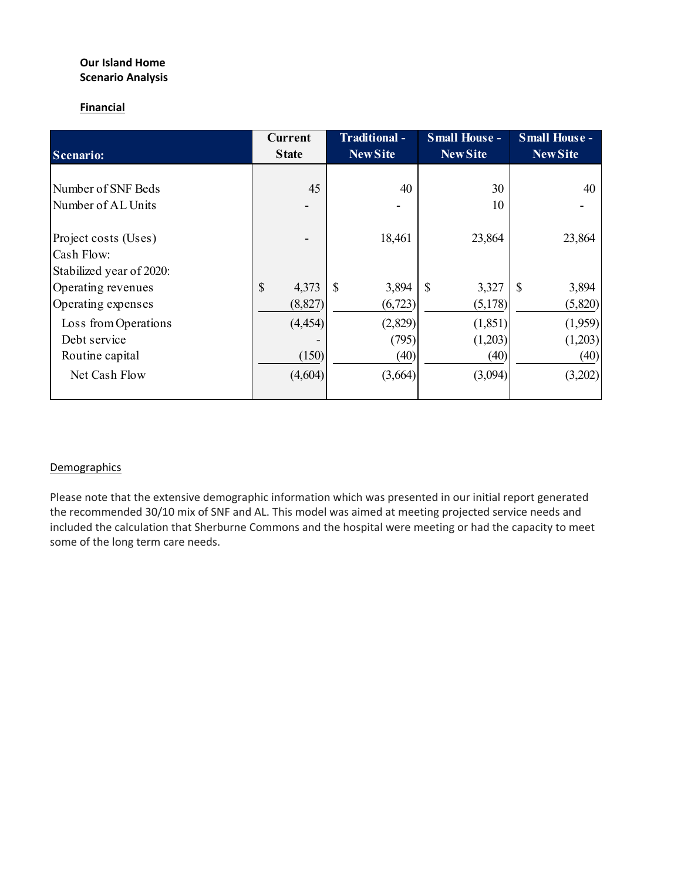**Our Island Home**
**Scenario Analysis**

**Financial**

| Scenario: | Current State | Traditional - New Site | Small House - New Site | Small House - New Site |
|---|---|---|---|---|
| Number of SNF Beds | 45 | 40 | 30 | 40 |
| Number of AL Units | - | - | 10 | - |
| Project costs (Uses) | - | 18,461 | 23,864 | 23,864 |
| Cash Flow: | | | | |
| Stabilized year of 2020: | | | | |
| Operating revenues | $ 4,373 | $ 3,894 | $ 3,327 | $ 3,894 |
| Operating expenses | (8,827) | (6,723) | (5,178) | (5,820) |
| Loss from Operations | (4,454) | (2,829) | (1,851) | (1,959) |
| Debt service | - | (795) | (1,203) | (1,203) |
| Routine capital | (150) | (40) | (40) | (40) |
| Net Cash Flow | (4,604) | (3,664) | (3,094) | (3,202) |

Demographics

Please note that the extensive demographic information which was presented in our initial report generated the recommended 30/10 mix of SNF and AL. This model was aimed at meeting projected service needs and included the calculation that Sherburne Commons and the hospital were meeting or had the capacity to meet some of the long term care needs.